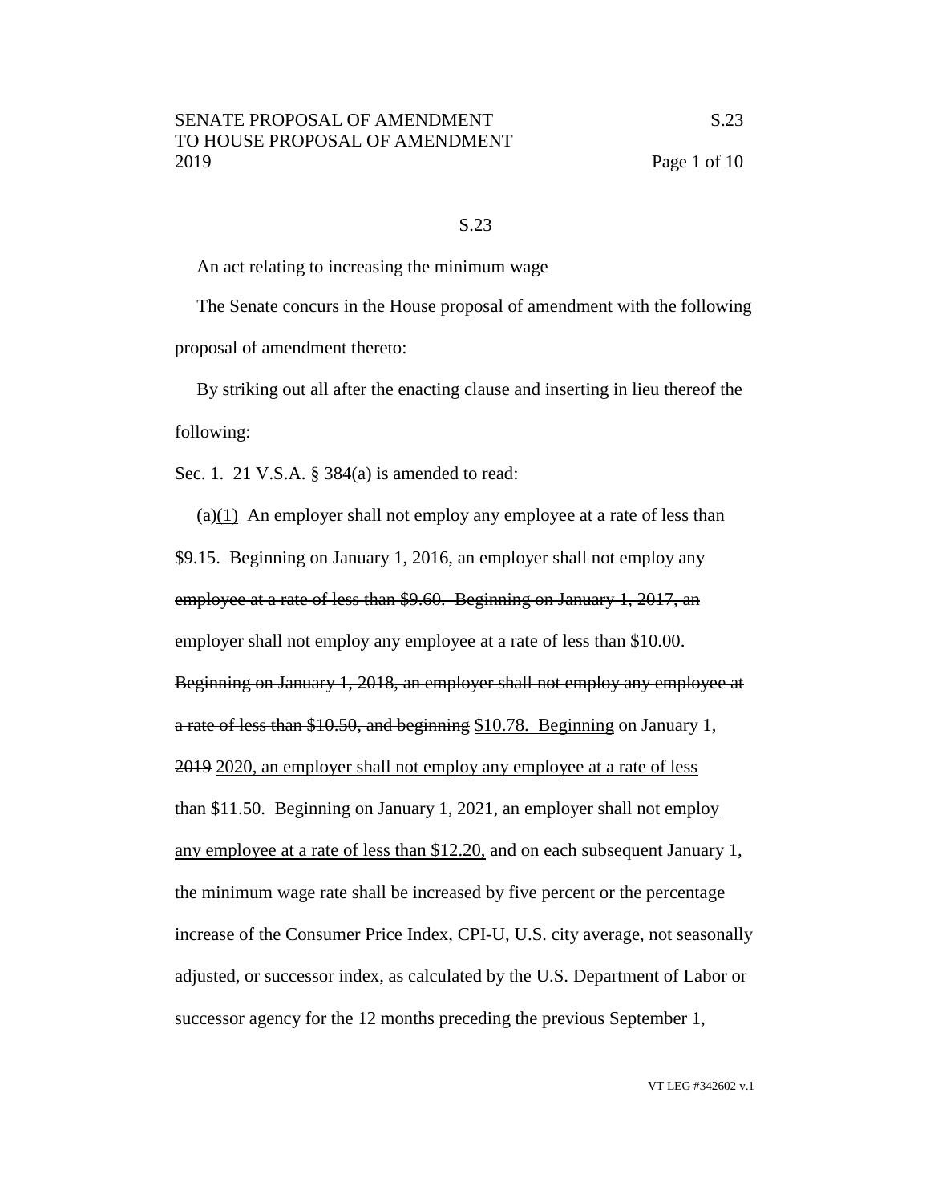S.23

An act relating to increasing the minimum wage

The Senate concurs in the House proposal of amendment with the following proposal of amendment thereto:

By striking out all after the enacting clause and inserting in lieu thereof the following:

Sec. 1. 21 V.S.A. § 384(a) is amended to read:

(a)<u>(1)</u> An employer shall not employ any employee at a rate of less than ~~$9.15. Beginning on January 1, 2016, an employer shall not employ any employee at a rate of less than $9.60. Beginning on January 1, 2017, an employer shall not employ any employee at a rate of less than $10.00. Beginning on January 1, 2018, an employer shall not employ any employee at a rate of less than $10.50, and beginning~~ <u>$10.78. Beginning</u> on January 1, ~~2019~~ <u>2020, an employer shall not employ any employee at a rate of less than $11.50. Beginning on January 1, 2021, an employer shall not employ any employee at a rate of less than $12.20,</u> and on each subsequent January 1, the minimum wage rate shall be increased by five percent or the percentage increase of the Consumer Price Index, CPI-U, U.S. city average, not seasonally adjusted, or successor index, as calculated by the U.S. Department of Labor or successor agency for the 12 months preceding the previous September 1,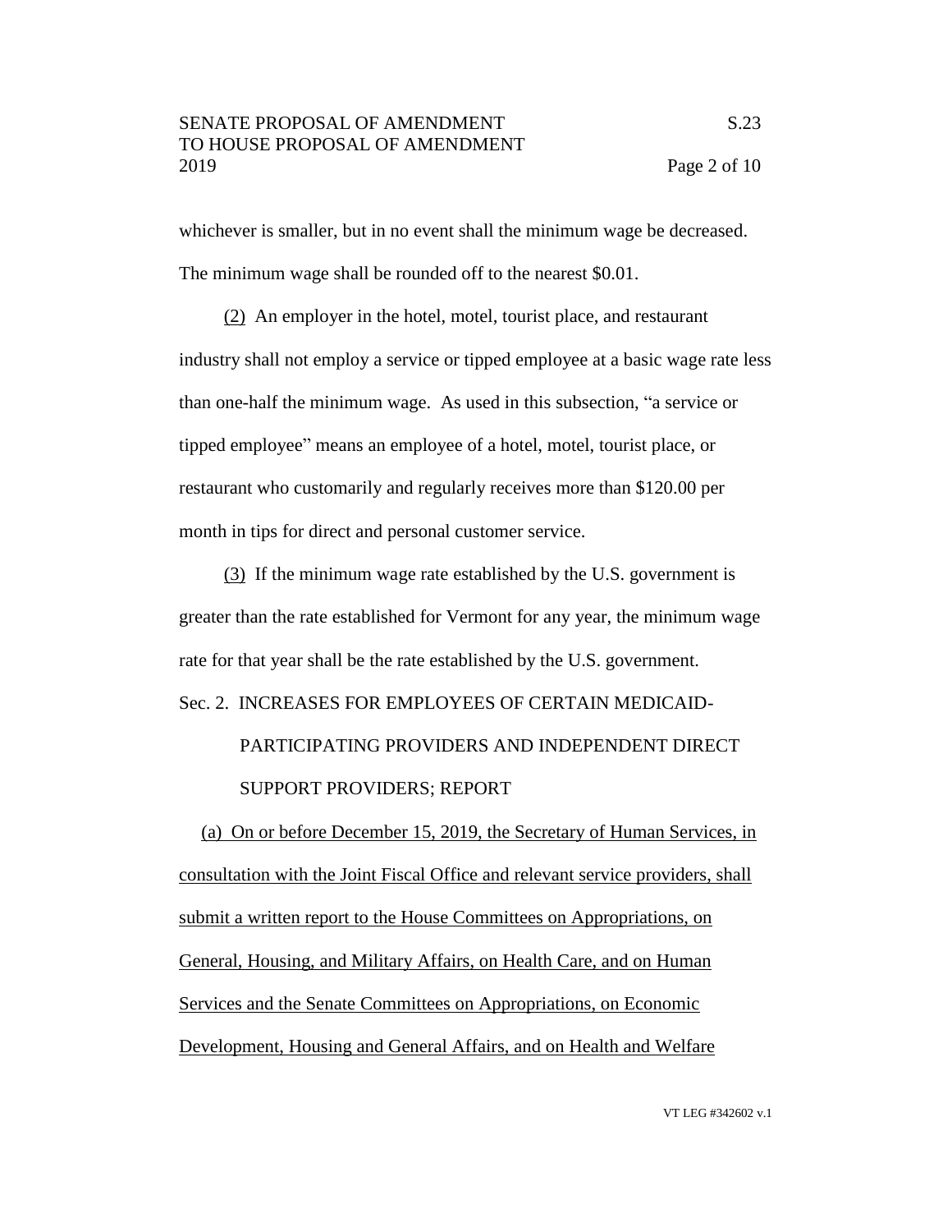whichever is smaller, but in no event shall the minimum wage be decreased. The minimum wage shall be rounded off to the nearest $0.01.

(2) An employer in the hotel, motel, tourist place, and restaurant industry shall not employ a service or tipped employee at a basic wage rate less than one-half the minimum wage. As used in this subsection, "a service or tipped employee" means an employee of a hotel, motel, tourist place, or restaurant who customarily and regularly receives more than $120.00 per month in tips for direct and personal customer service.

(3) If the minimum wage rate established by the U.S. government is greater than the rate established for Vermont for any year, the minimum wage rate for that year shall be the rate established by the U.S. government.

Sec. 2. INCREASES FOR EMPLOYEES OF CERTAIN MEDICAID-PARTICIPATING PROVIDERS AND INDEPENDENT DIRECT SUPPORT PROVIDERS; REPORT

(a) On or before December 15, 2019, the Secretary of Human Services, in consultation with the Joint Fiscal Office and relevant service providers, shall submit a written report to the House Committees on Appropriations, on General, Housing, and Military Affairs, on Health Care, and on Human Services and the Senate Committees on Appropriations, on Economic Development, Housing and General Affairs, and on Health and Welfare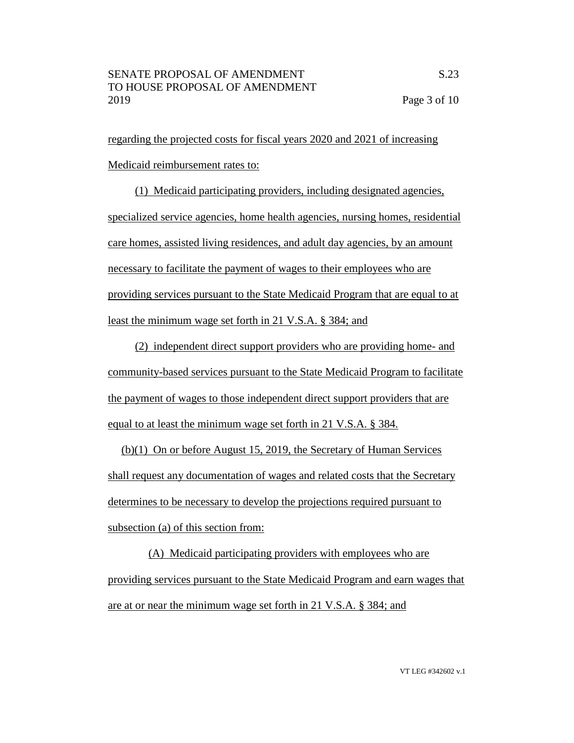regarding the projected costs for fiscal years 2020 and 2021 of increasing Medicaid reimbursement rates to:

(1) Medicaid participating providers, including designated agencies, specialized service agencies, home health agencies, nursing homes, residential care homes, assisted living residences, and adult day agencies, by an amount necessary to facilitate the payment of wages to their employees who are providing services pursuant to the State Medicaid Program that are equal to at least the minimum wage set forth in 21 V.S.A. § 384; and

(2) independent direct support providers who are providing home- and community-based services pursuant to the State Medicaid Program to facilitate the payment of wages to those independent direct support providers that are equal to at least the minimum wage set forth in 21 V.S.A. § 384.

(b)(1) On or before August 15, 2019, the Secretary of Human Services shall request any documentation of wages and related costs that the Secretary determines to be necessary to develop the projections required pursuant to subsection (a) of this section from:

(A) Medicaid participating providers with employees who are providing services pursuant to the State Medicaid Program and earn wages that are at or near the minimum wage set forth in 21 V.S.A. § 384; and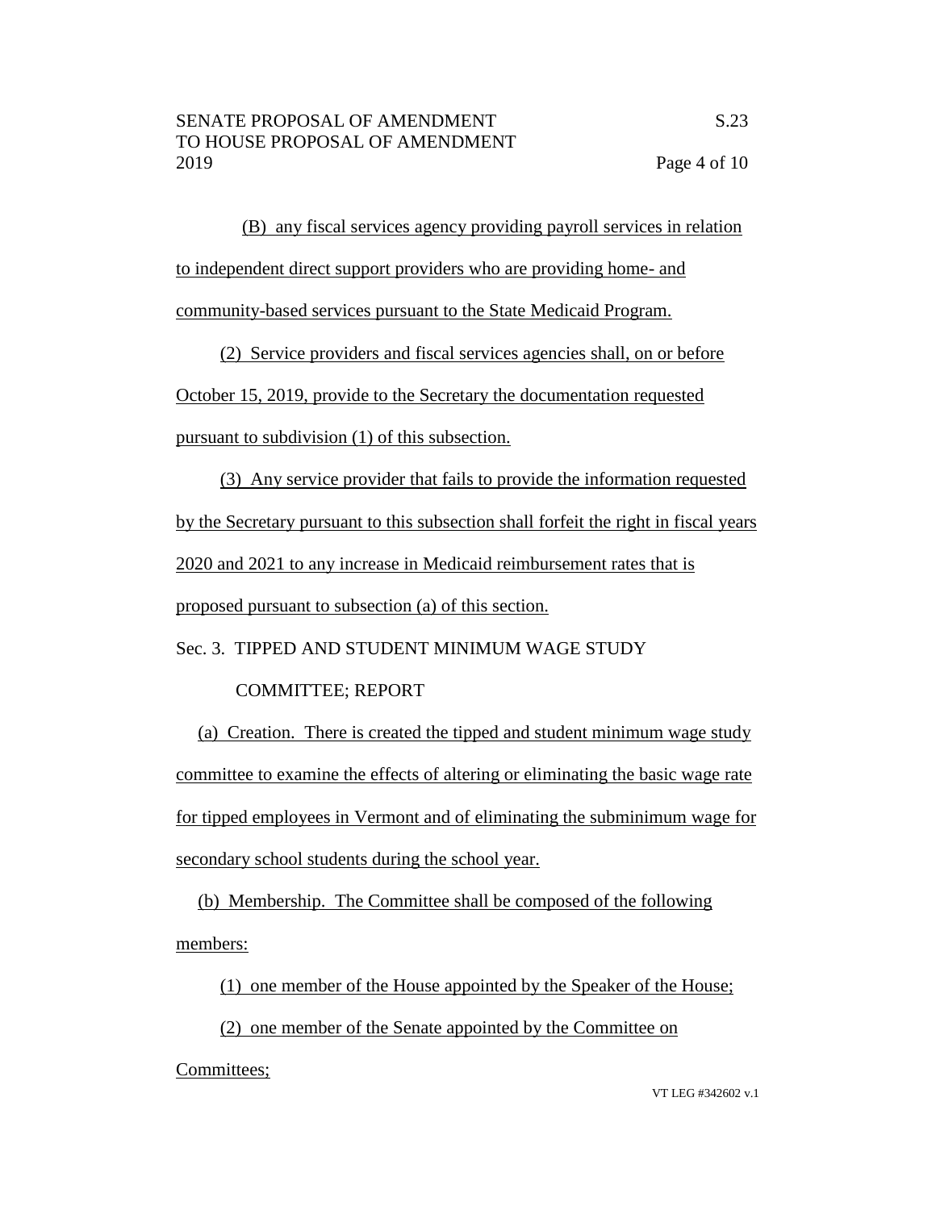(B) any fiscal services agency providing payroll services in relation to independent direct support providers who are providing home- and community-based services pursuant to the State Medicaid Program.

(2) Service providers and fiscal services agencies shall, on or before October 15, 2019, provide to the Secretary the documentation requested pursuant to subdivision (1) of this subsection.

(3) Any service provider that fails to provide the information requested by the Secretary pursuant to this subsection shall forfeit the right in fiscal years 2020 and 2021 to any increase in Medicaid reimbursement rates that is proposed pursuant to subsection (a) of this section.

Sec. 3. TIPPED AND STUDENT MINIMUM WAGE STUDY COMMITTEE; REPORT

(a) Creation. There is created the tipped and student minimum wage study committee to examine the effects of altering or eliminating the basic wage rate for tipped employees in Vermont and of eliminating the subminimum wage for secondary school students during the school year.

(b) Membership. The Committee shall be composed of the following members:

(1) one member of the House appointed by the Speaker of the House;

(2) one member of the Senate appointed by the Committee on Committees;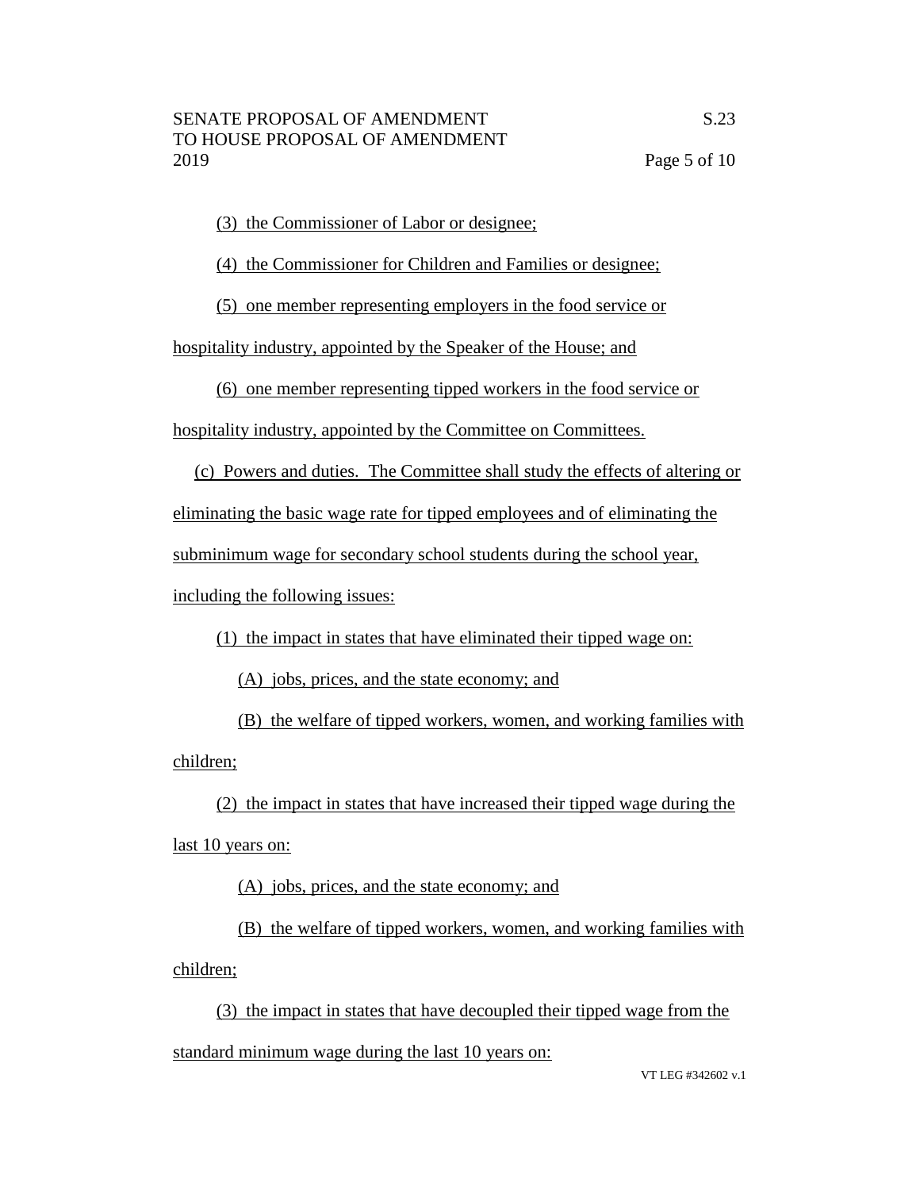(3) the Commissioner of Labor or designee;

(4) the Commissioner for Children and Families or designee;

(5) one member representing employers in the food service or hospitality industry, appointed by the Speaker of the House; and

(6) one member representing tipped workers in the food service or hospitality industry, appointed by the Committee on Committees.

(c) Powers and duties. The Committee shall study the effects of altering or eliminating the basic wage rate for tipped employees and of eliminating the subminimum wage for secondary school students during the school year, including the following issues:

(1) the impact in states that have eliminated their tipped wage on:

(A) jobs, prices, and the state economy; and

(B) the welfare of tipped workers, women, and working families with children;

(2) the impact in states that have increased their tipped wage during the last 10 years on:

(A) jobs, prices, and the state economy; and

(B) the welfare of tipped workers, women, and working families with children;

(3) the impact in states that have decoupled their tipped wage from the standard minimum wage during the last 10 years on: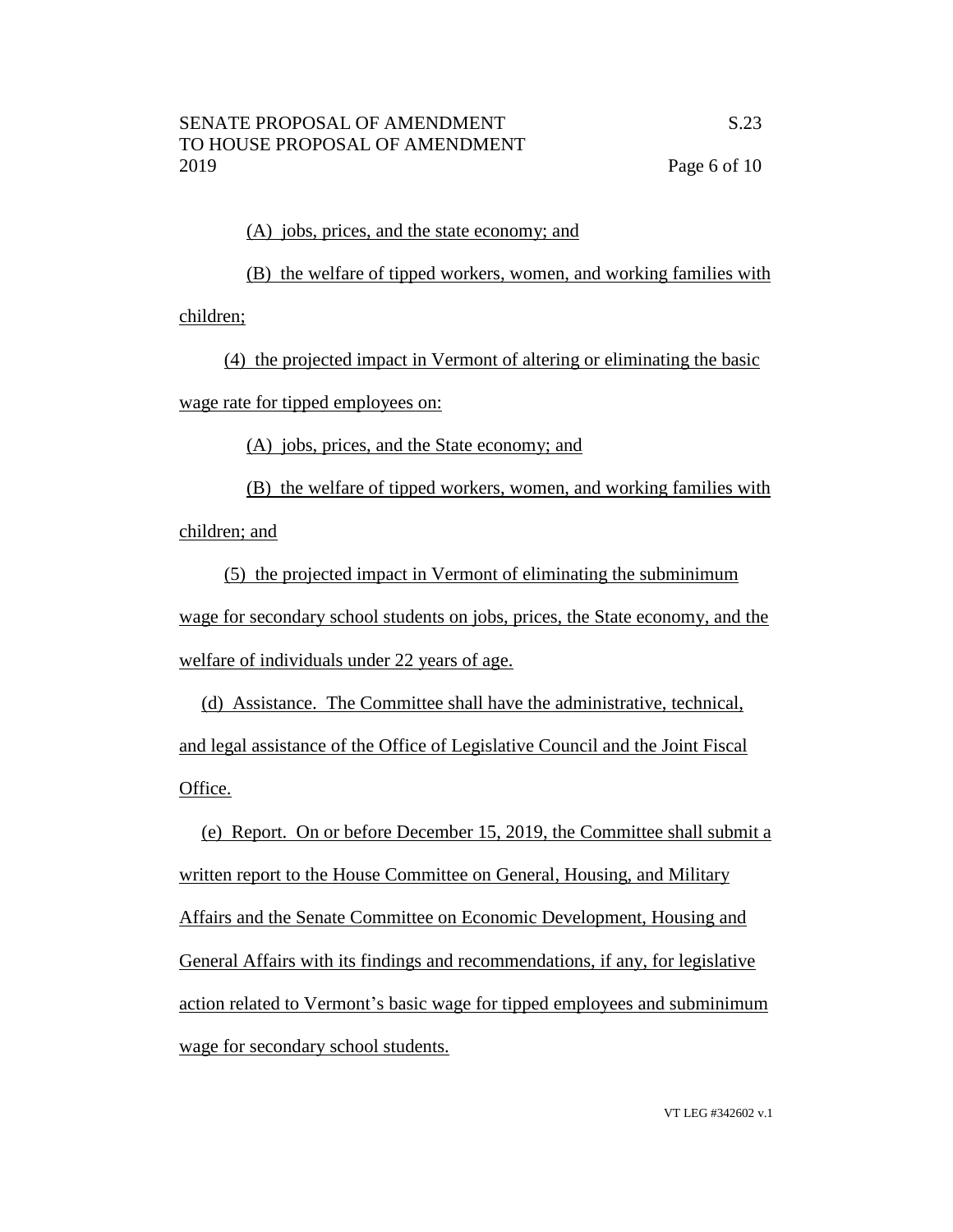(A) jobs, prices, and the state economy; and

(B) the welfare of tipped workers, women, and working families with children;

(4) the projected impact in Vermont of altering or eliminating the basic wage rate for tipped employees on:

(A) jobs, prices, and the State economy; and

(B) the welfare of tipped workers, women, and working families with children; and

(5) the projected impact in Vermont of eliminating the subminimum wage for secondary school students on jobs, prices, the State economy, and the welfare of individuals under 22 years of age.

(d) Assistance. The Committee shall have the administrative, technical, and legal assistance of the Office of Legislative Council and the Joint Fiscal Office.

(e) Report. On or before December 15, 2019, the Committee shall submit a written report to the House Committee on General, Housing, and Military Affairs and the Senate Committee on Economic Development, Housing and General Affairs with its findings and recommendations, if any, for legislative action related to Vermont's basic wage for tipped employees and subminimum wage for secondary school students.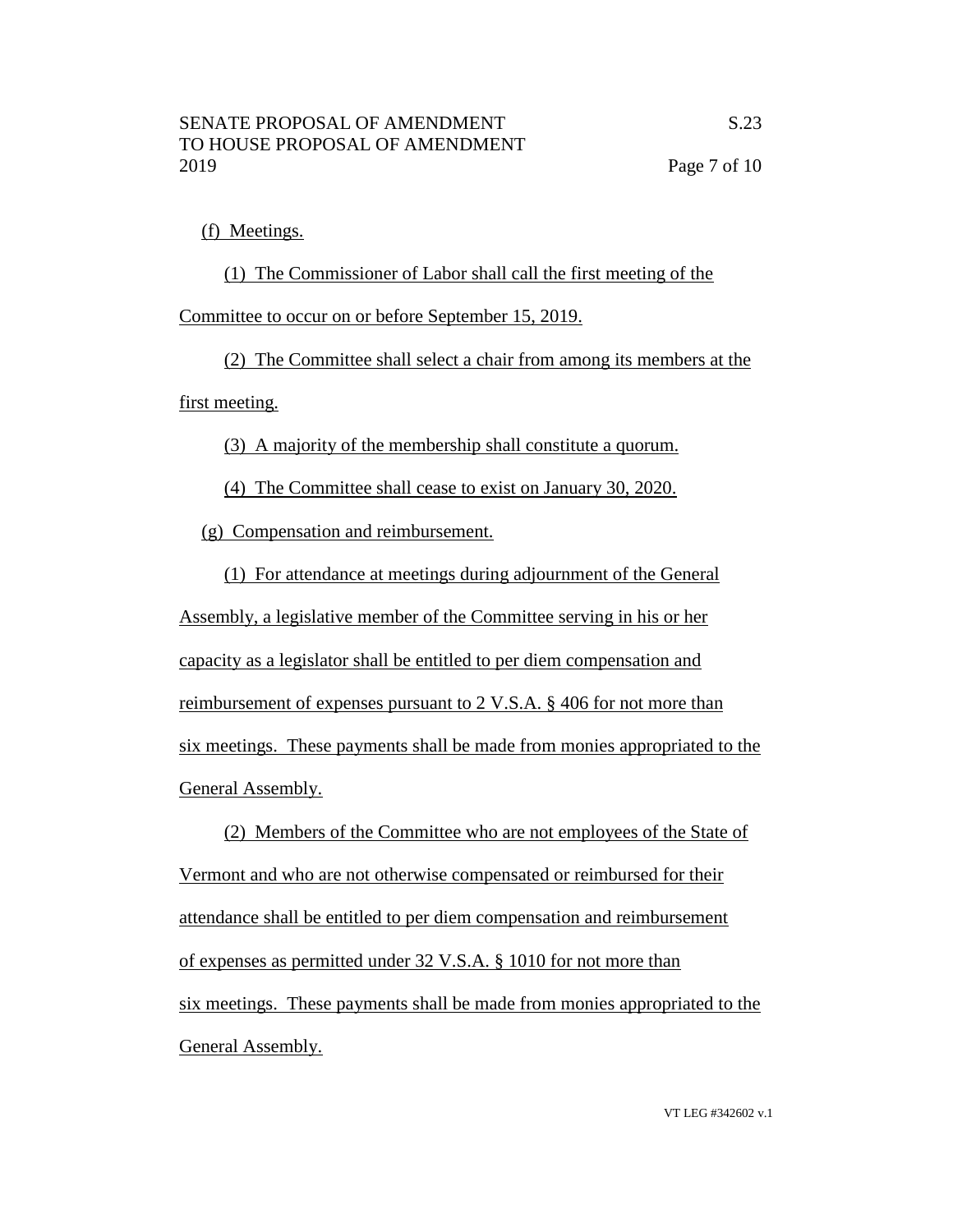(f) Meetings.

(1) The Commissioner of Labor shall call the first meeting of the Committee to occur on or before September 15, 2019.

(2) The Committee shall select a chair from among its members at the first meeting.

(3) A majority of the membership shall constitute a quorum.

(4) The Committee shall cease to exist on January 30, 2020.

(g) Compensation and reimbursement.

(1) For attendance at meetings during adjournment of the General Assembly, a legislative member of the Committee serving in his or her capacity as a legislator shall be entitled to per diem compensation and reimbursement of expenses pursuant to 2 V.S.A. § 406 for not more than six meetings. These payments shall be made from monies appropriated to the General Assembly.

(2) Members of the Committee who are not employees of the State of Vermont and who are not otherwise compensated or reimbursed for their attendance shall be entitled to per diem compensation and reimbursement of expenses as permitted under 32 V.S.A. § 1010 for not more than six meetings. These payments shall be made from monies appropriated to the General Assembly.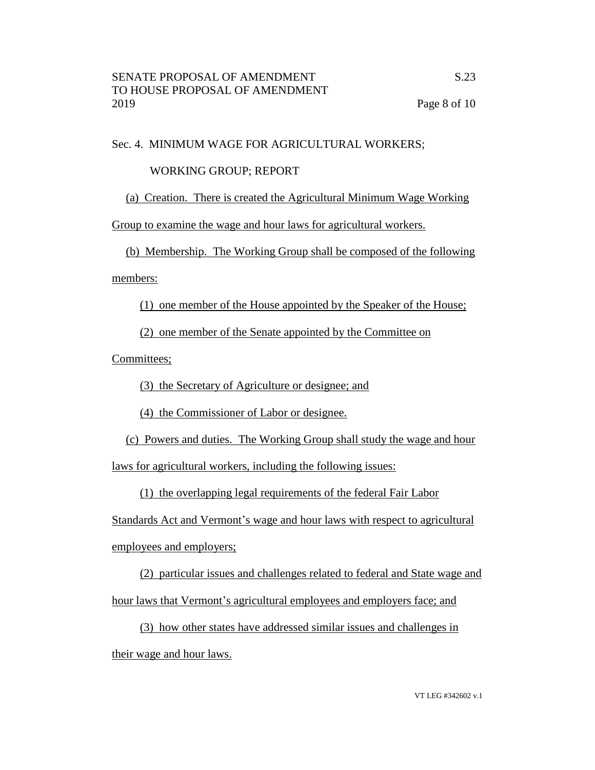Sec. 4. MINIMUM WAGE FOR AGRICULTURAL WORKERS;

WORKING GROUP; REPORT

(a) Creation. There is created the Agricultural Minimum Wage Working Group to examine the wage and hour laws for agricultural workers.

(b) Membership. The Working Group shall be composed of the following members:

(1) one member of the House appointed by the Speaker of the House;

(2) one member of the Senate appointed by the Committee on Committees;

(3) the Secretary of Agriculture or designee; and

(4) the Commissioner of Labor or designee.

(c) Powers and duties. The Working Group shall study the wage and hour laws for agricultural workers, including the following issues:

(1) the overlapping legal requirements of the federal Fair Labor Standards Act and Vermont's wage and hour laws with respect to agricultural employees and employers;

(2) particular issues and challenges related to federal and State wage and hour laws that Vermont's agricultural employees and employers face; and

(3) how other states have addressed similar issues and challenges in their wage and hour laws.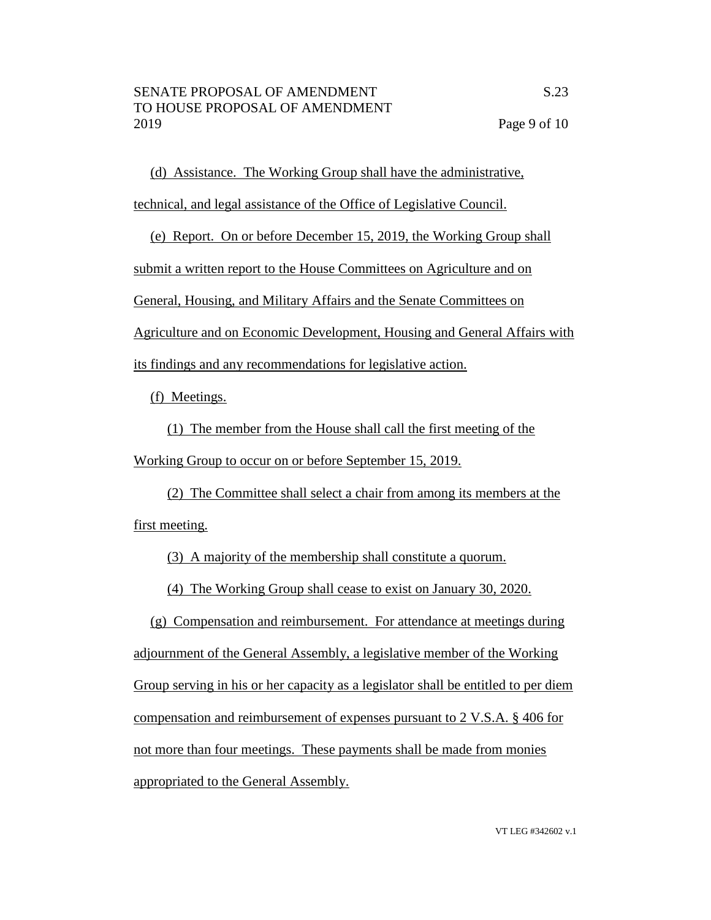(d) Assistance. The Working Group shall have the administrative, technical, and legal assistance of the Office of Legislative Council.

(e) Report. On or before December 15, 2019, the Working Group shall submit a written report to the House Committees on Agriculture and on General, Housing, and Military Affairs and the Senate Committees on Agriculture and on Economic Development, Housing and General Affairs with its findings and any recommendations for legislative action.

(f) Meetings.

(1) The member from the House shall call the first meeting of the Working Group to occur on or before September 15, 2019.

(2) The Committee shall select a chair from among its members at the first meeting.

(3) A majority of the membership shall constitute a quorum.

(4) The Working Group shall cease to exist on January 30, 2020.

(g) Compensation and reimbursement. For attendance at meetings during adjournment of the General Assembly, a legislative member of the Working Group serving in his or her capacity as a legislator shall be entitled to per diem compensation and reimbursement of expenses pursuant to 2 V.S.A. § 406 for not more than four meetings. These payments shall be made from monies appropriated to the General Assembly.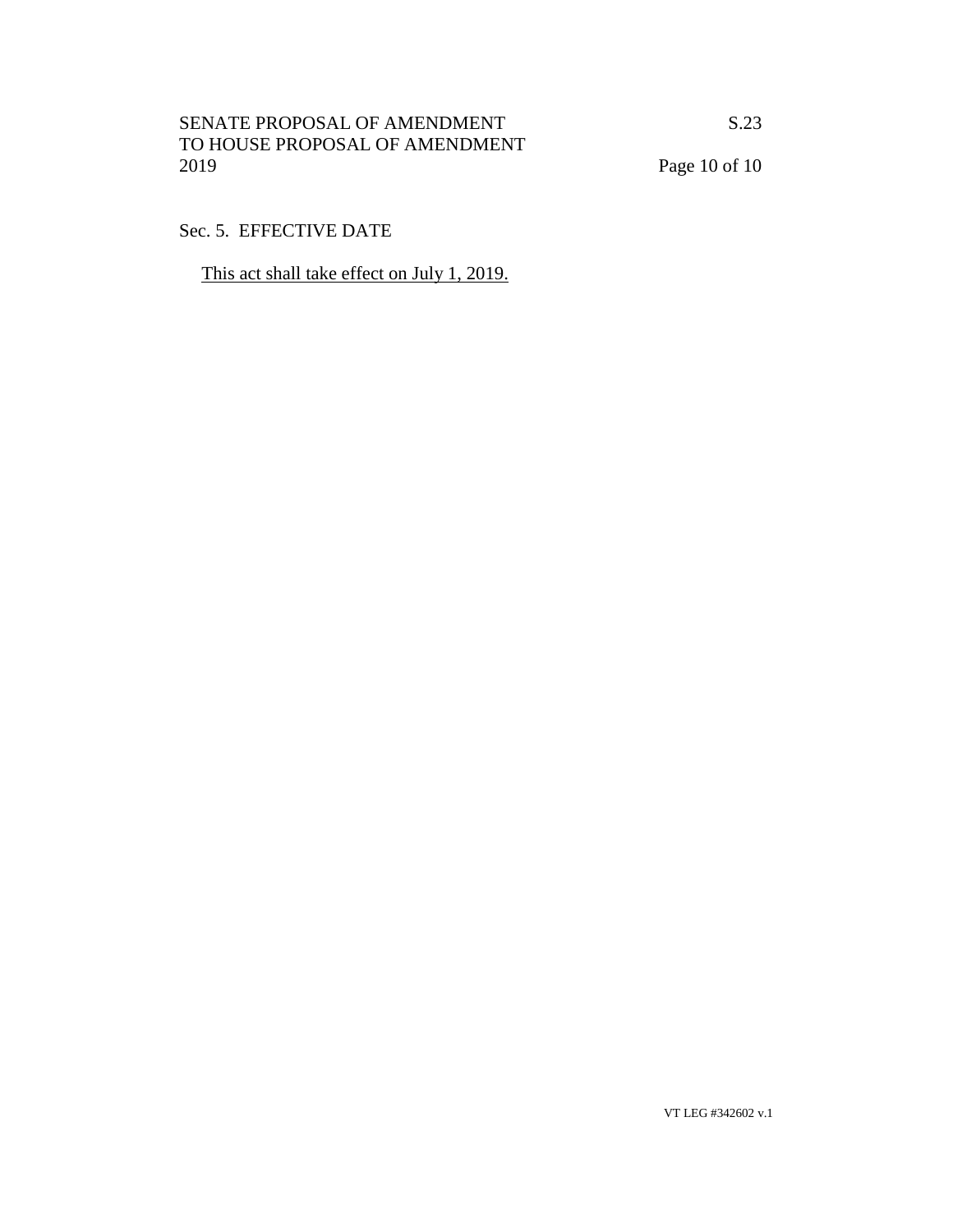Sec. 5. EFFECTIVE DATE

<u>This act shall take effect on July 1, 2019.</u>